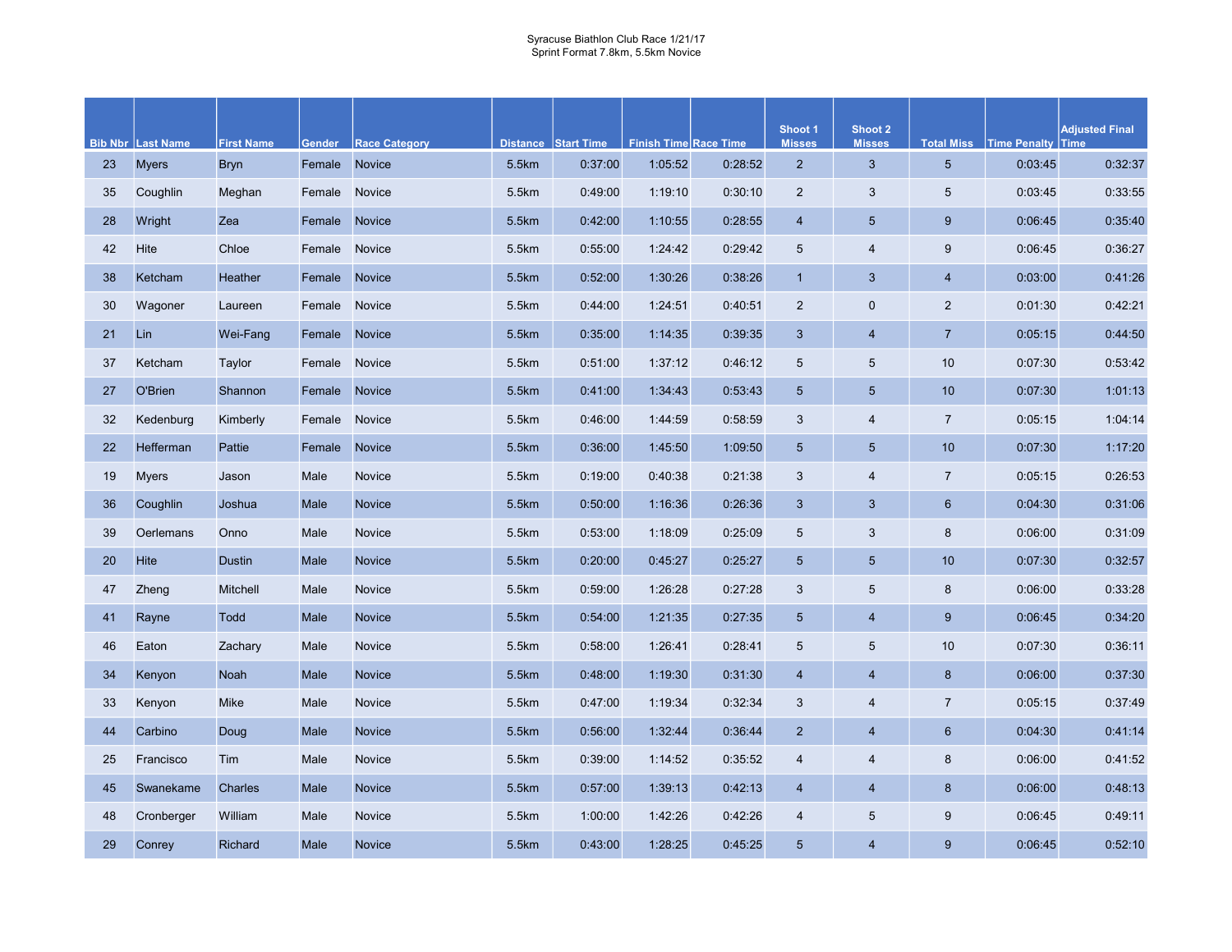Syracuse Biathlon Club Race 1/21/17
Sprint Format 7.8km, 5.5km Novice

| Bib Nbr | Last Name | First Name | Gender | Race Category | Distance | Start Time | Finish Time | Race Time | Shoot 1 Misses | Shoot 2 Misses | Total Miss | Time Penalty | Adjusted Final Time |
|---|---|---|---|---|---|---|---|---|---|---|---|---|---|
| 23 | Myers | Bryn | Female | Novice | 5.5km | 0:37:00 | 1:05:52 | 0:28:52 | 2 | 3 | 5 | 0:03:45 | 0:32:37 |
| 35 | Coughlin | Meghan | Female | Novice | 5.5km | 0:49:00 | 1:19:10 | 0:30:10 | 2 | 3 | 5 | 0:03:45 | 0:33:55 |
| 28 | Wright | Zea | Female | Novice | 5.5km | 0:42:00 | 1:10:55 | 0:28:55 | 4 | 5 | 9 | 0:06:45 | 0:35:40 |
| 42 | Hite | Chloe | Female | Novice | 5.5km | 0:55:00 | 1:24:42 | 0:29:42 | 5 | 4 | 9 | 0:06:45 | 0:36:27 |
| 38 | Ketcham | Heather | Female | Novice | 5.5km | 0:52:00 | 1:30:26 | 0:38:26 | 1 | 3 | 4 | 0:03:00 | 0:41:26 |
| 30 | Wagoner | Laureen | Female | Novice | 5.5km | 0:44:00 | 1:24:51 | 0:40:51 | 2 | 0 | 2 | 0:01:30 | 0:42:21 |
| 21 | Lin | Wei-Fang | Female | Novice | 5.5km | 0:35:00 | 1:14:35 | 0:39:35 | 3 | 4 | 7 | 0:05:15 | 0:44:50 |
| 37 | Ketcham | Taylor | Female | Novice | 5.5km | 0:51:00 | 1:37:12 | 0:46:12 | 5 | 5 | 10 | 0:07:30 | 0:53:42 |
| 27 | O'Brien | Shannon | Female | Novice | 5.5km | 0:41:00 | 1:34:43 | 0:53:43 | 5 | 5 | 10 | 0:07:30 | 1:01:13 |
| 32 | Kedenburg | Kimberly | Female | Novice | 5.5km | 0:46:00 | 1:44:59 | 0:58:59 | 3 | 4 | 7 | 0:05:15 | 1:04:14 |
| 22 | Hefferman | Pattie | Female | Novice | 5.5km | 0:36:00 | 1:45:50 | 1:09:50 | 5 | 5 | 10 | 0:07:30 | 1:17:20 |
| 19 | Myers | Jason | Male | Novice | 5.5km | 0:19:00 | 0:40:38 | 0:21:38 | 3 | 4 | 7 | 0:05:15 | 0:26:53 |
| 36 | Coughlin | Joshua | Male | Novice | 5.5km | 0:50:00 | 1:16:36 | 0:26:36 | 3 | 3 | 6 | 0:04:30 | 0:31:06 |
| 39 | Oerlemans | Onno | Male | Novice | 5.5km | 0:53:00 | 1:18:09 | 0:25:09 | 5 | 3 | 8 | 0:06:00 | 0:31:09 |
| 20 | Hite | Dustin | Male | Novice | 5.5km | 0:20:00 | 0:45:27 | 0:25:27 | 5 | 5 | 10 | 0:07:30 | 0:32:57 |
| 47 | Zheng | Mitchell | Male | Novice | 5.5km | 0:59:00 | 1:26:28 | 0:27:28 | 3 | 5 | 8 | 0:06:00 | 0:33:28 |
| 41 | Rayne | Todd | Male | Novice | 5.5km | 0:54:00 | 1:21:35 | 0:27:35 | 5 | 4 | 9 | 0:06:45 | 0:34:20 |
| 46 | Eaton | Zachary | Male | Novice | 5.5km | 0:58:00 | 1:26:41 | 0:28:41 | 5 | 5 | 10 | 0:07:30 | 0:36:11 |
| 34 | Kenyon | Noah | Male | Novice | 5.5km | 0:48:00 | 1:19:30 | 0:31:30 | 4 | 4 | 8 | 0:06:00 | 0:37:30 |
| 33 | Kenyon | Mike | Male | Novice | 5.5km | 0:47:00 | 1:19:34 | 0:32:34 | 3 | 4 | 7 | 0:05:15 | 0:37:49 |
| 44 | Carbino | Doug | Male | Novice | 5.5km | 0:56:00 | 1:32:44 | 0:36:44 | 2 | 4 | 6 | 0:04:30 | 0:41:14 |
| 25 | Francisco | Tim | Male | Novice | 5.5km | 0:39:00 | 1:14:52 | 0:35:52 | 4 | 4 | 8 | 0:06:00 | 0:41:52 |
| 45 | Swanekame | Charles | Male | Novice | 5.5km | 0:57:00 | 1:39:13 | 0:42:13 | 4 | 4 | 8 | 0:06:00 | 0:48:13 |
| 48 | Cronberger | William | Male | Novice | 5.5km | 1:00:00 | 1:42:26 | 0:42:26 | 4 | 5 | 9 | 0:06:45 | 0:49:11 |
| 29 | Conrey | Richard | Male | Novice | 5.5km | 0:43:00 | 1:28:25 | 0:45:25 | 5 | 4 | 9 | 0:06:45 | 0:52:10 |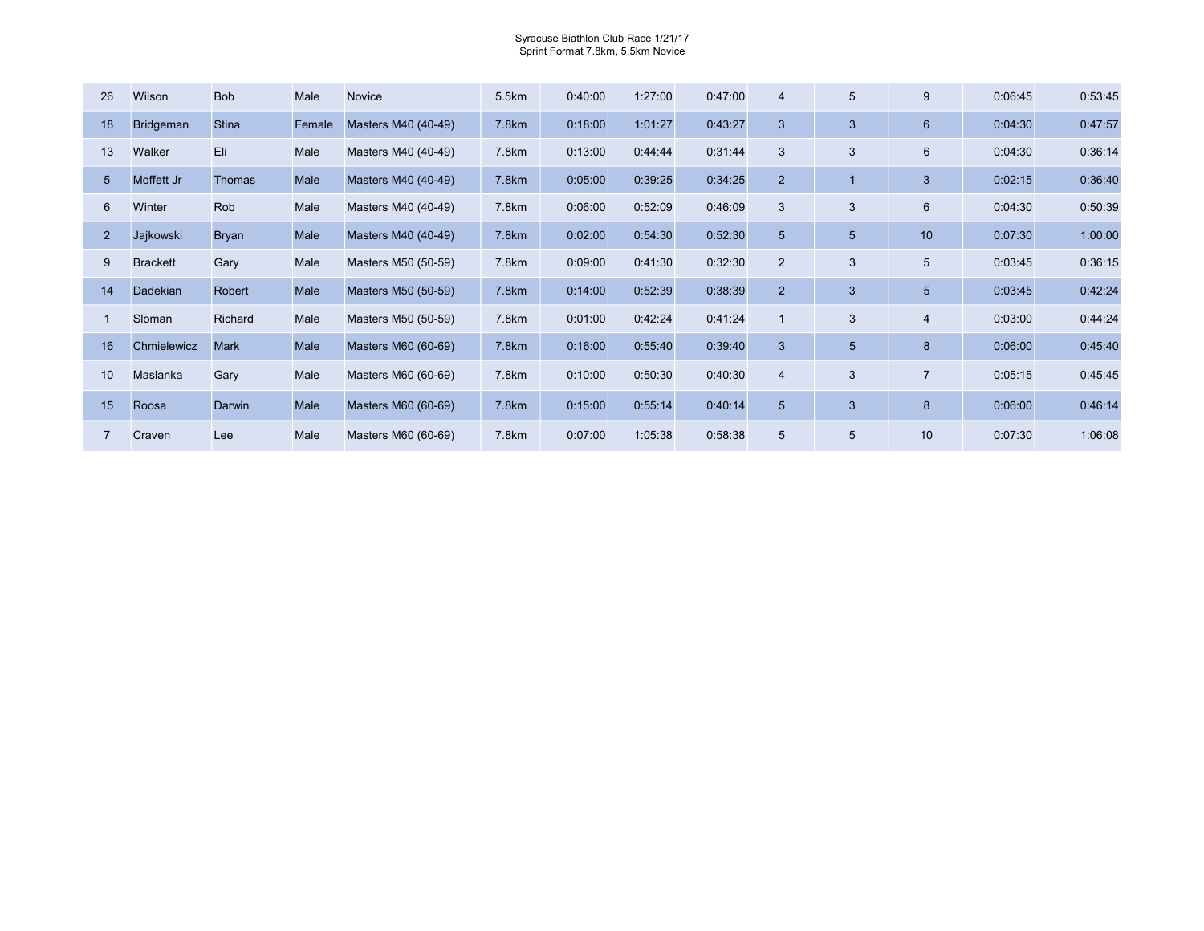Syracuse Biathlon Club Race 1/21/17
Sprint Format 7.8km, 5.5km Novice

| | | | | | | | | | | | | | |
|---|---|---|---|---|---|---|---|---|---|---|---|---|---|
| 26 | Wilson | Bob | Male | Novice | 5.5km | 0:40:00 | 1:27:00 | 0:47:00 | 4 | 5 | 9 | 0:06:45 | 0:53:45 |
| 18 | Bridgeman | Stina | Female | Masters M40 (40-49) | 7.8km | 0:18:00 | 1:01:27 | 0:43:27 | 3 | 3 | 6 | 0:04:30 | 0:47:57 |
| 13 | Walker | Eli | Male | Masters M40 (40-49) | 7.8km | 0:13:00 | 0:44:44 | 0:31:44 | 3 | 3 | 6 | 0:04:30 | 0:36:14 |
| 5 | Moffett Jr | Thomas | Male | Masters M40 (40-49) | 7.8km | 0:05:00 | 0:39:25 | 0:34:25 | 2 | 1 | 3 | 0:02:15 | 0:36:40 |
| 6 | Winter | Rob | Male | Masters M40 (40-49) | 7.8km | 0:06:00 | 0:52:09 | 0:46:09 | 3 | 3 | 6 | 0:04:30 | 0:50:39 |
| 2 | Jajkowski | Bryan | Male | Masters M40 (40-49) | 7.8km | 0:02:00 | 0:54:30 | 0:52:30 | 5 | 5 | 10 | 0:07:30 | 1:00:00 |
| 9 | Brackett | Gary | Male | Masters M50 (50-59) | 7.8km | 0:09:00 | 0:41:30 | 0:32:30 | 2 | 3 | 5 | 0:03:45 | 0:36:15 |
| 14 | Dadekian | Robert | Male | Masters M50 (50-59) | 7.8km | 0:14:00 | 0:52:39 | 0:38:39 | 2 | 3 | 5 | 0:03:45 | 0:42:24 |
| 1 | Sloman | Richard | Male | Masters M50 (50-59) | 7.8km | 0:01:00 | 0:42:24 | 0:41:24 | 1 | 3 | 4 | 0:03:00 | 0:44:24 |
| 16 | Chmielewicz | Mark | Male | Masters M60 (60-69) | 7.8km | 0:16:00 | 0:55:40 | 0:39:40 | 3 | 5 | 8 | 0:06:00 | 0:45:40 |
| 10 | Maslanka | Gary | Male | Masters M60 (60-69) | 7.8km | 0:10:00 | 0:50:30 | 0:40:30 | 4 | 3 | 7 | 0:05:15 | 0:45:45 |
| 15 | Roosa | Darwin | Male | Masters M60 (60-69) | 7.8km | 0:15:00 | 0:55:14 | 0:40:14 | 5 | 3 | 8 | 0:06:00 | 0:46:14 |
| 7 | Craven | Lee | Male | Masters M60 (60-69) | 7.8km | 0:07:00 | 1:05:38 | 0:58:38 | 5 | 5 | 10 | 0:07:30 | 1:06:08 |